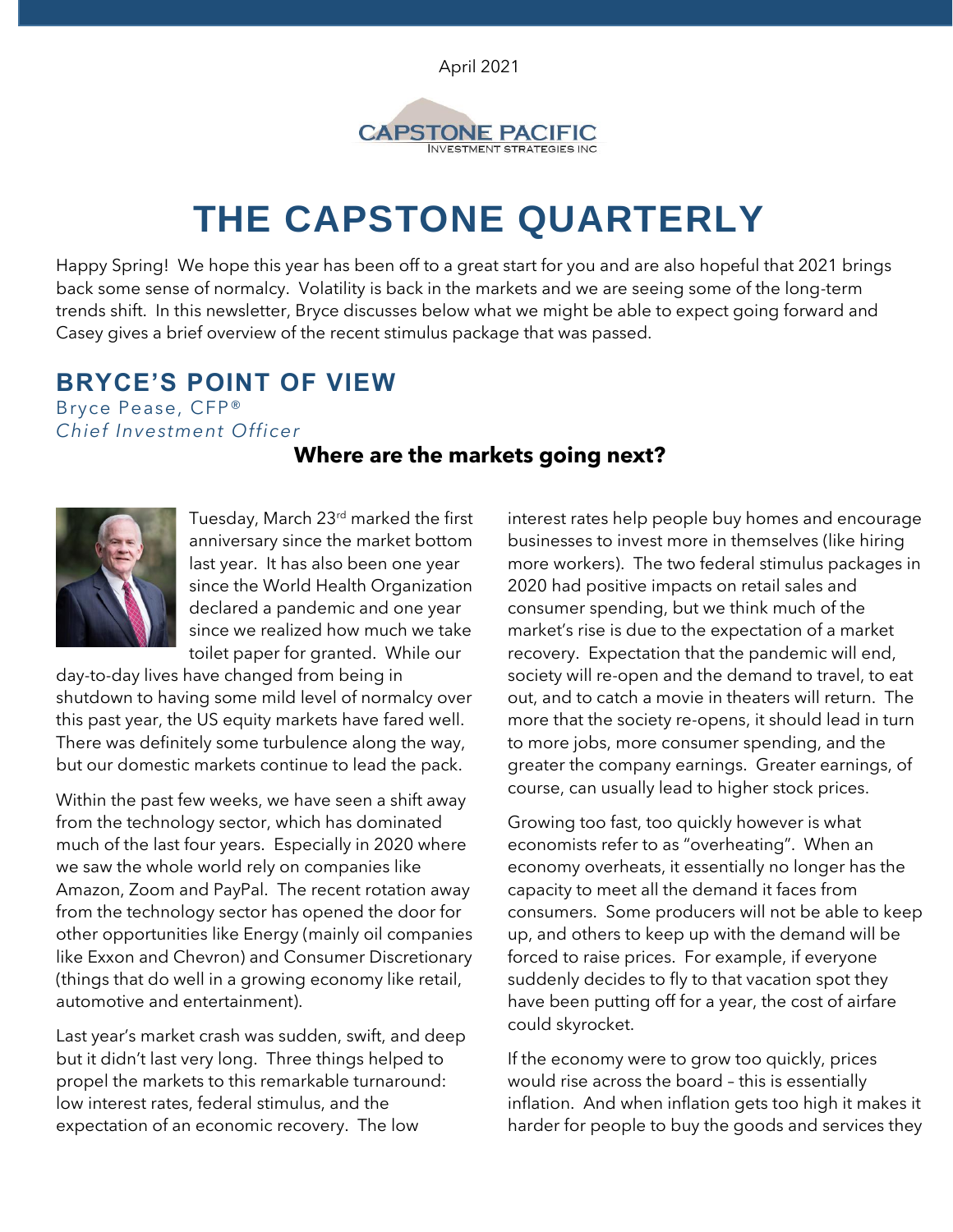April 2021

CAPSTONE PACIFIC
INVESTMENT STRATEGIES INC

# THE CAPSTONE QUARTERLY

Happy Spring! We hope this year has been off to a great start for you and are also hopeful that 2021 brings back some sense of normalcy. Volatility is back in the markets and we are seeing some of the long-term trends shift. In this newsletter, Bryce discusses below what we might be able to expect going forward and Casey gives a brief overview of the recent stimulus package that was passed.

## BRYCE'S POINT OF VIEW

Bryce Pease, CFP®
*Chief Investment Officer*

### Where are the markets going next?

Tuesday, March 23rd marked the first anniversary since the market bottom last year. It has also been one year since the World Health Organization declared a pandemic and one year since we realized how much we take toilet paper for granted. While our day-to-day lives have changed from being in shutdown to having some mild level of normalcy over this past year, the US equity markets have fared well. There was definitely some turbulence along the way, but our domestic markets continue to lead the pack.

Within the past few weeks, we have seen a shift away from the technology sector, which has dominated much of the last four years. Especially in 2020 where we saw the whole world rely on companies like Amazon, Zoom and PayPal. The recent rotation away from the technology sector has opened the door for other opportunities like Energy (mainly oil companies like Exxon and Chevron) and Consumer Discretionary (things that do well in a growing economy like retail, automotive and entertainment).

Last year's market crash was sudden, swift, and deep but it didn't last very long. Three things helped to propel the markets to this remarkable turnaround: low interest rates, federal stimulus, and the expectation of an economic recovery. The low interest rates help people buy homes and encourage businesses to invest more in themselves (like hiring more workers). The two federal stimulus packages in 2020 had positive impacts on retail sales and consumer spending, but we think much of the market's rise is due to the expectation of a market recovery. Expectation that the pandemic will end, society will re-open and the demand to travel, to eat out, and to catch a movie in theaters will return. The more that the society re-opens, it should lead in turn to more jobs, more consumer spending, and the greater the company earnings. Greater earnings, of course, can usually lead to higher stock prices.

Growing too fast, too quickly however is what economists refer to as "overheating". When an economy overheats, it essentially no longer has the capacity to meet all the demand it faces from consumers. Some producers will not be able to keep up, and others to keep up with the demand will be forced to raise prices. For example, if everyone suddenly decides to fly to that vacation spot they have been putting off for a year, the cost of airfare could skyrocket.

If the economy were to grow too quickly, prices would rise across the board – this is essentially inflation. And when inflation gets too high it makes it harder for people to buy the goods and services they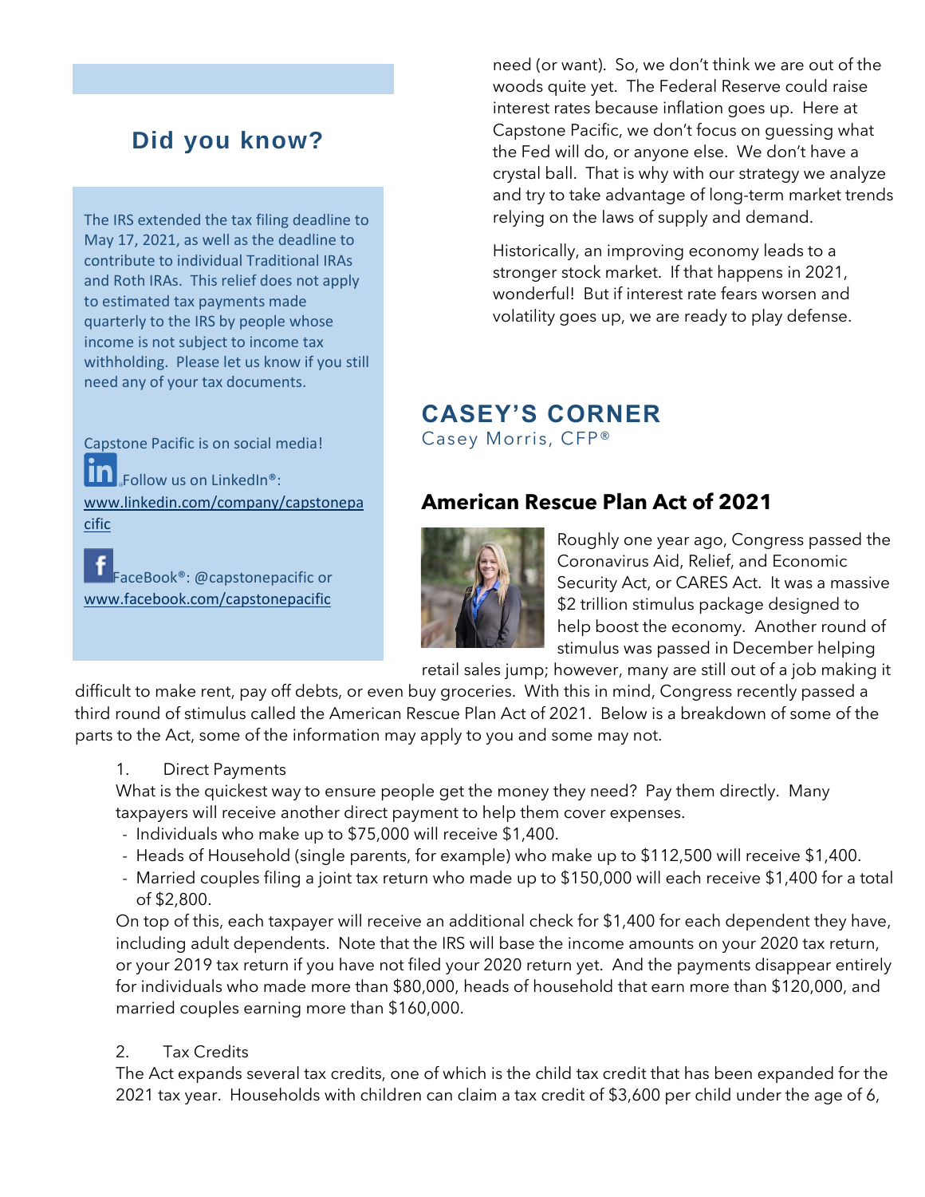## Did you know?

The IRS extended the tax filing deadline to May 17, 2021, as well as the deadline to contribute to individual Traditional IRAs and Roth IRAs. This relief does not apply to estimated tax payments made quarterly to the IRS by people whose income is not subject to income tax withholding. Please let us know if you still need any of your tax documents.

Capstone Pacific is on social media!

Follow us on LinkedIn®: www.linkedin.com/company/capstonepacific

FaceBook®: @capstonepacific or www.facebook.com/capstonepacific

need (or want). So, we don't think we are out of the woods quite yet. The Federal Reserve could raise interest rates because inflation goes up. Here at Capstone Pacific, we don't focus on guessing what the Fed will do, or anyone else. We don't have a crystal ball. That is why with our strategy we analyze and try to take advantage of long-term market trends relying on the laws of supply and demand.

Historically, an improving economy leads to a stronger stock market. If that happens in 2021, wonderful! But if interest rate fears worsen and volatility goes up, we are ready to play defense.

## CASEY'S CORNER

Casey Morris, CFP®

### American Rescue Plan Act of 2021

Roughly one year ago, Congress passed the Coronavirus Aid, Relief, and Economic Security Act, or CARES Act. It was a massive $2 trillion stimulus package designed to help boost the economy. Another round of stimulus was passed in December helping retail sales jump; however, many are still out of a job making it difficult to make rent, pay off debts, or even buy groceries. With this in mind, Congress recently passed a third round of stimulus called the American Rescue Plan Act of 2021. Below is a breakdown of some of the parts to the Act, some of the information may apply to you and some may not.

1. Direct Payments

   What is the quickest way to ensure people get the money they need? Pay them directly. Many taxpayers will receive another direct payment to help them cover expenses.
   - Individuals who make up to $75,000 will receive $1,400.
   - Heads of Household (single parents, for example) who make up to $112,500 will receive $1,400.
   - Married couples filing a joint tax return who made up to $150,000 will each receive $1,400 for a total of $2,800.

   On top of this, each taxpayer will receive an additional check for $1,400 for each dependent they have, including adult dependents. Note that the IRS will base the income amounts on your 2020 tax return, or your 2019 tax return if you have not filed your 2020 return yet. And the payments disappear entirely for individuals who made more than $80,000, heads of household that earn more than $120,000, and married couples earning more than $160,000.

2. Tax Credits

   The Act expands several tax credits, one of which is the child tax credit that has been expanded for the 2021 tax year. Households with children can claim a tax credit of $3,600 per child under the age of 6,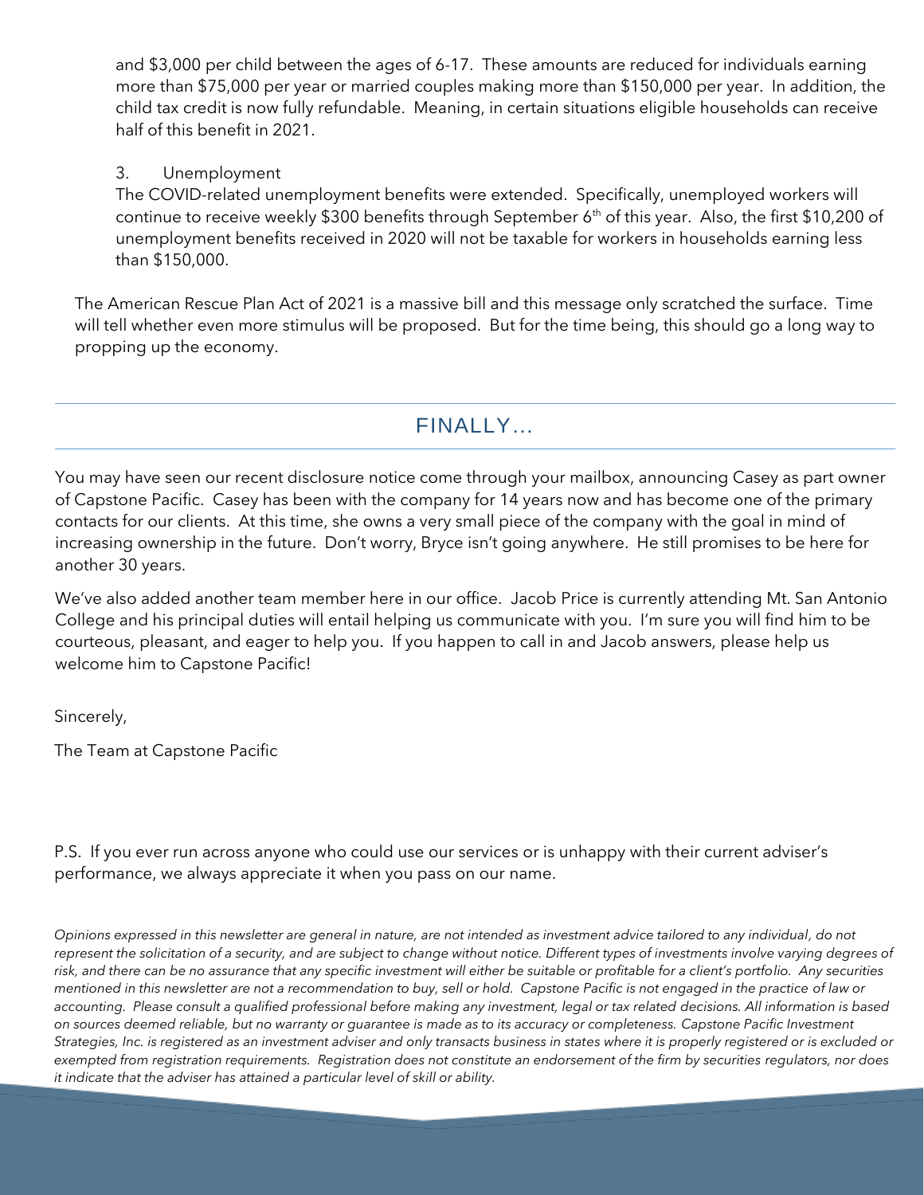and $3,000 per child between the ages of 6-17. These amounts are reduced for individuals earning more than $75,000 per year or married couples making more than $150,000 per year. In addition, the child tax credit is now fully refundable. Meaning, in certain situations eligible households can receive half of this benefit in 2021.

3. Unemployment

The COVID-related unemployment benefits were extended. Specifically, unemployed workers will continue to receive weekly $300 benefits through September 6th of this year. Also, the first $10,200 of unemployment benefits received in 2020 will not be taxable for workers in households earning less than $150,000.

The American Rescue Plan Act of 2021 is a massive bill and this message only scratched the surface. Time will tell whether even more stimulus will be proposed. But for the time being, this should go a long way to propping up the economy.

## FINALLY…

You may have seen our recent disclosure notice come through your mailbox, announcing Casey as part owner of Capstone Pacific. Casey has been with the company for 14 years now and has become one of the primary contacts for our clients. At this time, she owns a very small piece of the company with the goal in mind of increasing ownership in the future. Don't worry, Bryce isn't going anywhere. He still promises to be here for another 30 years.

We've also added another team member here in our office. Jacob Price is currently attending Mt. San Antonio College and his principal duties will entail helping us communicate with you. I'm sure you will find him to be courteous, pleasant, and eager to help you. If you happen to call in and Jacob answers, please help us welcome him to Capstone Pacific!

Sincerely,

The Team at Capstone Pacific

P.S. If you ever run across anyone who could use our services or is unhappy with their current adviser's performance, we always appreciate it when you pass on our name.

*Opinions expressed in this newsletter are general in nature, are not intended as investment advice tailored to any individual, do not represent the solicitation of a security, and are subject to change without notice. Different types of investments involve varying degrees of risk, and there can be no assurance that any specific investment will either be suitable or profitable for a client's portfolio. Any securities mentioned in this newsletter are not a recommendation to buy, sell or hold. Capstone Pacific is not engaged in the practice of law or accounting. Please consult a qualified professional before making any investment, legal or tax related decisions. All information is based on sources deemed reliable, but no warranty or guarantee is made as to its accuracy or completeness. Capstone Pacific Investment Strategies, Inc. is registered as an investment adviser and only transacts business in states where it is properly registered or is excluded or exempted from registration requirements. Registration does not constitute an endorsement of the firm by securities regulators, nor does it indicate that the adviser has attained a particular level of skill or ability.*